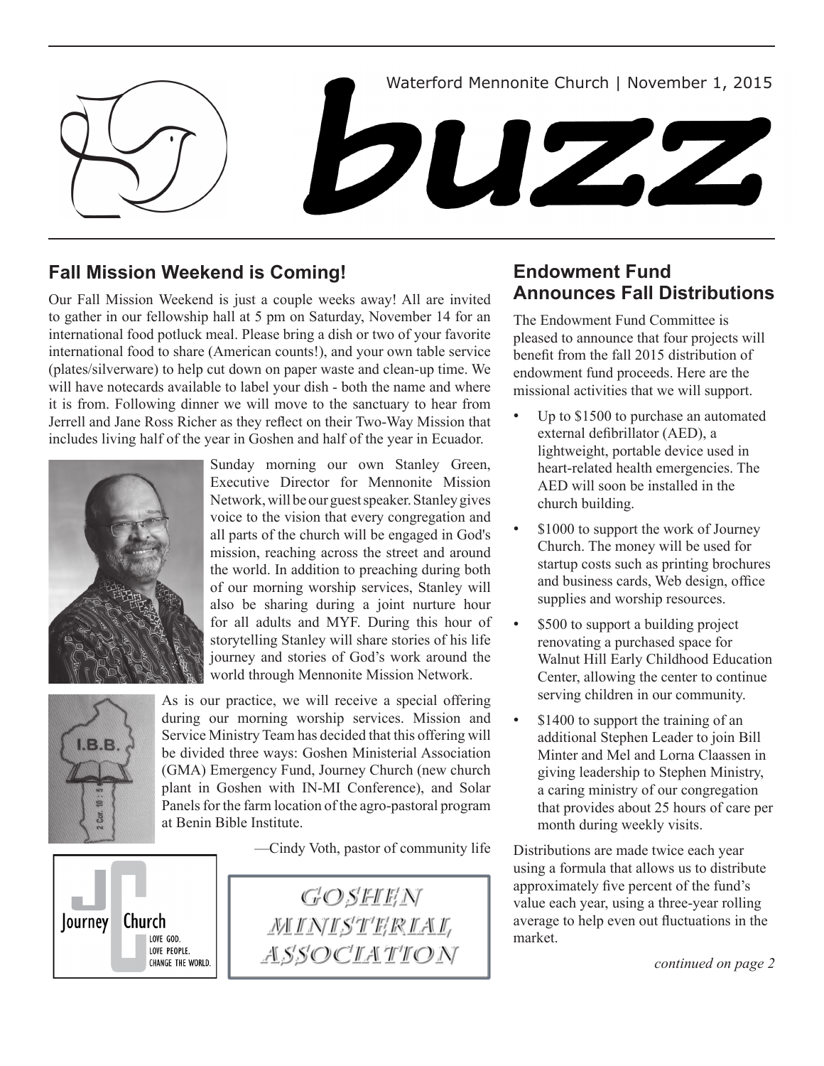Waterford Mennonite Church | November 1, 2015

# buzz

## Fall Mission Weekend is Coming!

Our Fall Mission Weekend is just a couple weeks away! All are invited to gather in our fellowship hall at 5 pm on Saturday, November 14 for an international food potluck meal. Please bring a dish or two of your favorite international food to share (American counts!), and your own table service (plates/silverware) to help cut down on paper waste and clean-up time. We will have notecards available to label your dish - both the name and where it is from. Following dinner we will move to the sanctuary to hear from Jerrell and Jane Ross Richer as they reflect on their Two-Way Mission that includes living half of the year in Goshen and half of the year in Ecuador.

Sunday morning our own Stanley Green, Executive Director for Mennonite Mission Network, will be our guest speaker. Stanley gives voice to the vision that every congregation and all parts of the church will be engaged in God's mission, reaching across the street and around the world. In addition to preaching during both of our morning worship services, Stanley will also be sharing during a joint nurture hour for all adults and MYF. During this hour of storytelling Stanley will share stories of his life journey and stories of God's work around the world through Mennonite Mission Network.

As is our practice, we will receive a special offering during our morning worship services. Mission and Service Ministry Team has decided that this offering will be divided three ways: Goshen Ministerial Association (GMA) Emergency Fund, Journey Church (new church plant in Goshen with IN-MI Conference), and Solar Panels for the farm location of the agro-pastoral program at Benin Bible Institute.

—Cindy Voth, pastor of community life

## Endowment Fund Announces Fall Distributions

The Endowment Fund Committee is pleased to announce that four projects will benefit from the fall 2015 distribution of endowment fund proceeds. Here are the missional activities that we will support.

- Up to $1500 to purchase an automated external defibrillator (AED), a lightweight, portable device used in heart-related health emergencies. The AED will soon be installed in the church building.
- $1000 to support the work of Journey Church. The money will be used for startup costs such as printing brochures and business cards, Web design, office supplies and worship resources.
- $500 to support a building project renovating a purchased space for Walnut Hill Early Childhood Education Center, allowing the center to continue serving children in our community.
- $1400 to support the training of an additional Stephen Leader to join Bill Minter and Mel and Lorna Claassen in giving leadership to Stephen Ministry, a caring ministry of our congregation that provides about 25 hours of care per month during weekly visits.

Distributions are made twice each year using a formula that allows us to distribute approximately five percent of the fund's value each year, using a three-year rolling average to help even out fluctuations in the market.

*continued on page 2*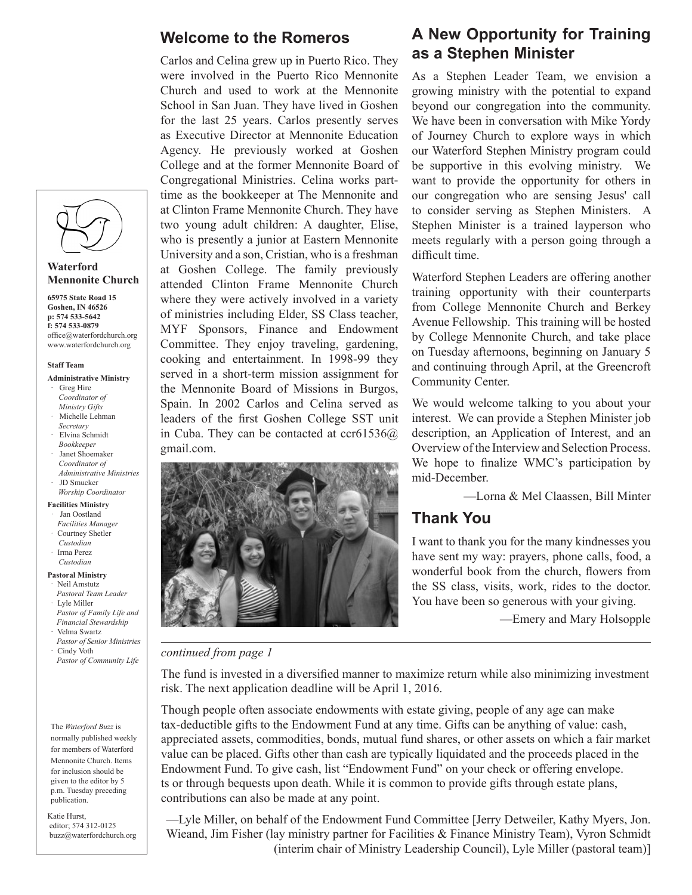**Waterford Mennonite Church**

**65975 State Road 15**
**Goshen, IN 46526**
**p: 574 533-5642**
**f: 574 533-0879**
office@waterfordchurch.org
www.waterfordchurch.org

**Staff Team**

**Administrative Ministry**
- Greg Hire
  *Coordinator of Ministry Gifts*
- Michelle Lehman
  *Secretary*
- Elvina Schmidt
  *Bookkeeper*
- Janet Shoemaker
  *Coordinator of Administrative Ministries*
- JD Smucker
  *Worship Coordinator*

**Facilities Ministry**
- Jan Oostland
  *Facilities Manager*
- Courtney Shetler
  *Custodian*
- Irma Perez
  *Custodian*

**Pastoral Ministry**
- Neil Amstutz
  *Pastoral Team Leader*
- Lyle Miller
  *Pastor of Family Life and Financial Stewardship*
- Velma Swartz
  *Pastor of Senior Ministries*
- Cindy Voth
  *Pastor of Community Life*

The *Waterford Buzz* is normally published weekly for members of Waterford Mennonite Church. Items for inclusion should be given to the editor by 5 p.m. Tuesday preceding publication.

Katie Hurst,
editor; 574 312-0125
buzz@waterfordchurch.org

## Welcome to the Romeros

Carlos and Celina grew up in Puerto Rico. They were involved in the Puerto Rico Mennonite Church and used to work at the Mennonite School in San Juan. They have lived in Goshen for the last 25 years. Carlos presently serves as Executive Director at Mennonite Education Agency. He previously worked at Goshen College and at the former Mennonite Board of Congregational Ministries. Celina works part-time as the bookkeeper at The Mennonite and at Clinton Frame Mennonite Church. They have two young adult children: A daughter, Elise, who is presently a junior at Eastern Mennonite University and a son, Cristian, who is a freshman at Goshen College. The family previously attended Clinton Frame Mennonite Church where they were actively involved in a variety of ministries including Elder, SS Class teacher, MYF Sponsors, Finance and Endowment Committee. They enjoy traveling, gardening, cooking and entertainment. In 1998-99 they served in a short-term mission assignment for the Mennonite Board of Missions in Burgos, Spain. In 2002 Carlos and Celina served as leaders of the first Goshen College SST unit in Cuba. They can be contacted at ccr61536@gmail.com.

## A New Opportunity for Training as a Stephen Minister

As a Stephen Leader Team, we envision a growing ministry with the potential to expand beyond our congregation into the community. We have been in conversation with Mike Yordy of Journey Church to explore ways in which our Waterford Stephen Ministry program could be supportive in this evolving ministry. We want to provide the opportunity for others in our congregation who are sensing Jesus' call to consider serving as Stephen Ministers. A Stephen Minister is a trained layperson who meets regularly with a person going through a difficult time.

Waterford Stephen Leaders are offering another training opportunity with their counterparts from College Mennonite Church and Berkey Avenue Fellowship. This training will be hosted by College Mennonite Church, and take place on Tuesday afternoons, beginning on January 5 and continuing through April, at the Greencroft Community Center.

We would welcome talking to you about your interest. We can provide a Stephen Minister job description, an Application of Interest, and an Overview of the Interview and Selection Process. We hope to finalize WMC's participation by mid-December.

—Lorna & Mel Claassen, Bill Minter

## Thank You

I want to thank you for the many kindnesses you have sent my way: prayers, phone calls, food, a wonderful book from the church, flowers from the SS class, visits, work, rides to the doctor. You have been so generous with your giving.

—Emery and Mary Holsopple

*continued from page 1*

The fund is invested in a diversified manner to maximize return while also minimizing investment risk. The next application deadline will be April 1, 2016.

Though people often associate endowments with estate giving, people of any age can make tax-deductible gifts to the Endowment Fund at any time. Gifts can be anything of value: cash, appreciated assets, commodities, bonds, mutual fund shares, or other assets on which a fair market value can be placed. Gifts other than cash are typically liquidated and the proceeds placed in the Endowment Fund. To give cash, list "Endowment Fund" on your check or offering envelope. ts or through bequests upon death. While it is common to provide gifts through estate plans, contributions can also be made at any point.

—Lyle Miller, on behalf of the Endowment Fund Committee [Jerry Detweiler, Kathy Myers, Jon. Wieand, Jim Fisher (lay ministry partner for Facilities & Finance Ministry Team), Vyron Schmidt (interim chair of Ministry Leadership Council), Lyle Miller (pastoral team)]